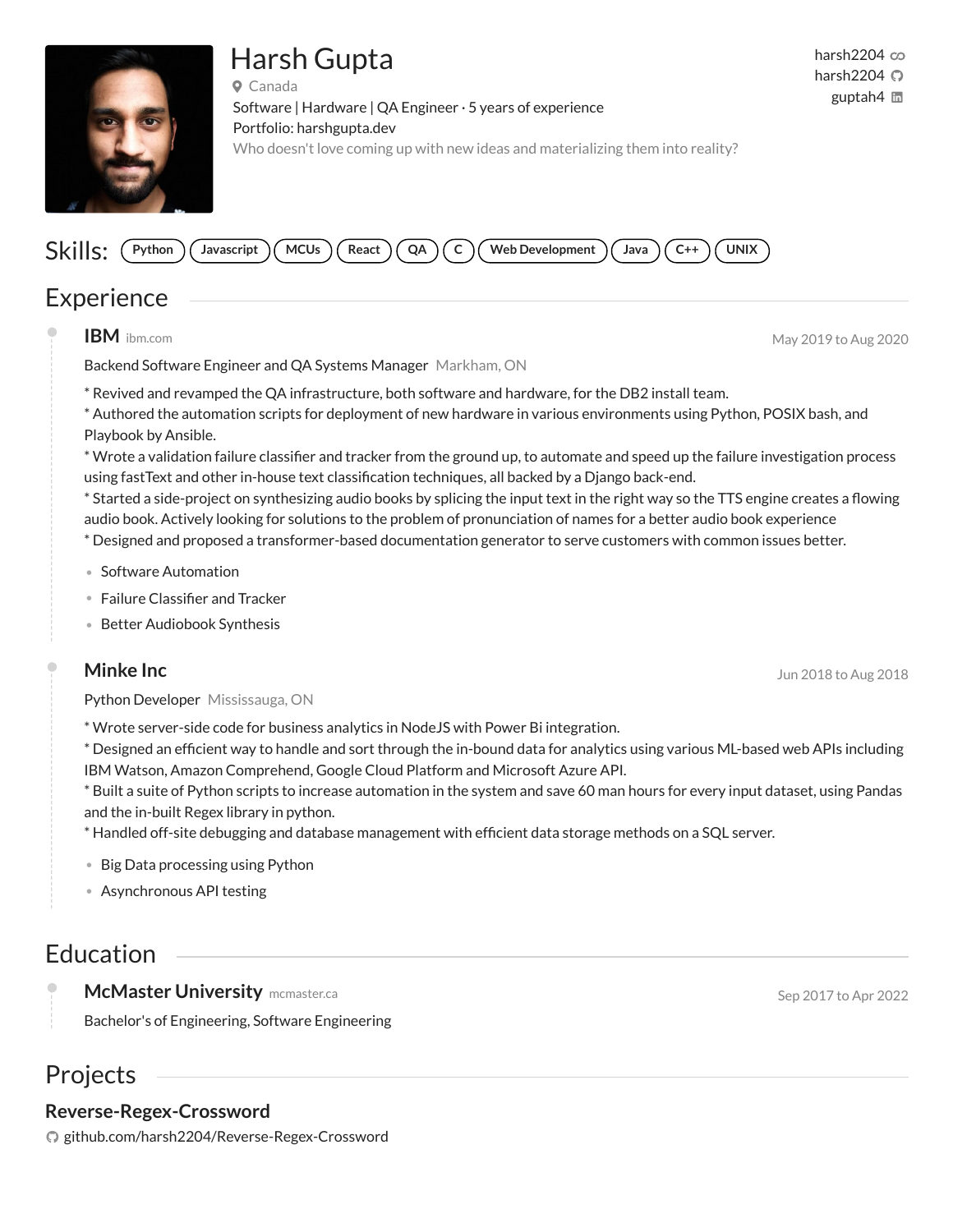# Harsh Gupta

Canada

Software | Hardware | QA Engineer · 5 years of experience

Portfolio: harshgupta.dev

Who doesn't love coming up with new ideas and materializing them into reality?

harsh2204
harsh2204
guptah4

**Skills:** Python | Javascript | MCUs | React | QA | C | Web Development | Java | C++ | UNIX

## Experience

### IBM ibm.com

May 2019 to Aug 2020

Backend Software Engineer and QA Systems Manager — Markham, ON

* Revived and revamped the QA infrastructure, both software and hardware, for the DB2 install team.
* Authored the automation scripts for deployment of new hardware in various environments using Python, POSIX bash, and Playbook by Ansible.
* Wrote a validation failure classifier and tracker from the ground up, to automate and speed up the failure investigation process using fastText and other in-house text classification techniques, all backed by a Django back-end.
* Started a side-project on synthesizing audio books by splicing the input text in the right way so the TTS engine creates a flowing audio book. Actively looking for solutions to the problem of pronunciation of names for a better audio book experience
* Designed and proposed a transformer-based documentation generator to serve customers with common issues better.

- Software Automation
- Failure Classifier and Tracker
- Better Audiobook Synthesis

### Minke Inc

Jun 2018 to Aug 2018

Python Developer — Mississauga, ON

* Wrote server-side code for business analytics in NodeJS with Power Bi integration.
* Designed an efficient way to handle and sort through the in-bound data for analytics using various ML-based web APIs including IBM Watson, Amazon Comprehend, Google Cloud Platform and Microsoft Azure API.
* Built a suite of Python scripts to increase automation in the system and save 60 man hours for every input dataset, using Pandas and the in-built Regex library in python.
* Handled off-site debugging and database management with efficient data storage methods on a SQL server.

- Big Data processing using Python
- Asynchronous API testing

## Education

### McMaster University mcmaster.ca

Sep 2017 to Apr 2022

Bachelor's of Engineering, Software Engineering

## Projects

### Reverse-Regex-Crossword

github.com/harsh2204/Reverse-Regex-Crossword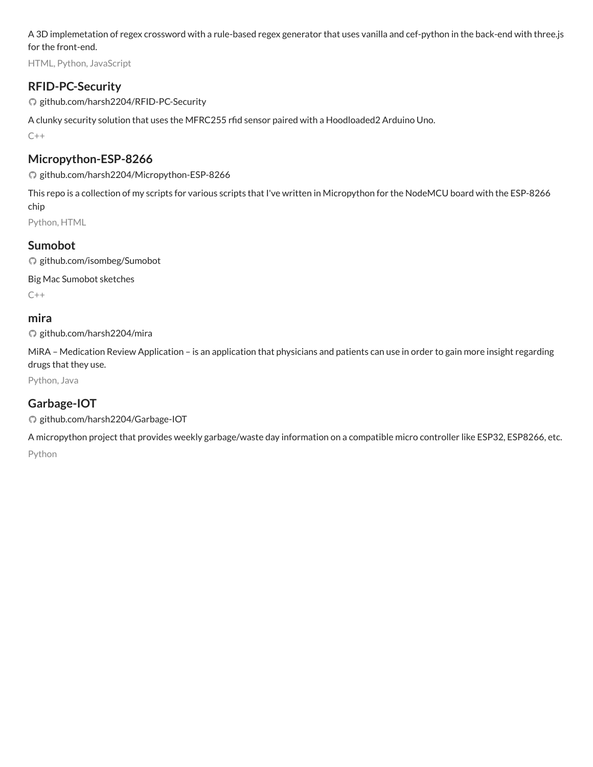A 3D implemetation of regex crossword with a rule-based regex generator that uses vanilla and cef-python in the back-end with three.js for the front-end.

HTML, Python, JavaScript

## RFID-PC-Security

github.com/harsh2204/RFID-PC-Security

A clunky security solution that uses the MFRC255 rfid sensor paired with a Hoodloaded2 Arduino Uno.

C++

## Micropython-ESP-8266

github.com/harsh2204/Micropython-ESP-8266

This repo is a collection of my scripts for various scripts that I've written in Micropython for the NodeMCU board with the ESP-8266 chip

Python, HTML

## Sumobot

github.com/isombeg/Sumobot

Big Mac Sumobot sketches

C++

## mira

github.com/harsh2204/mira

MiRA – Medication Review Application – is an application that physicians and patients can use in order to gain more insight regarding drugs that they use.

Python, Java

## Garbage-IOT

github.com/harsh2204/Garbage-IOT

A micropython project that provides weekly garbage/waste day information on a compatible micro controller like ESP32, ESP8266, etc.

Python